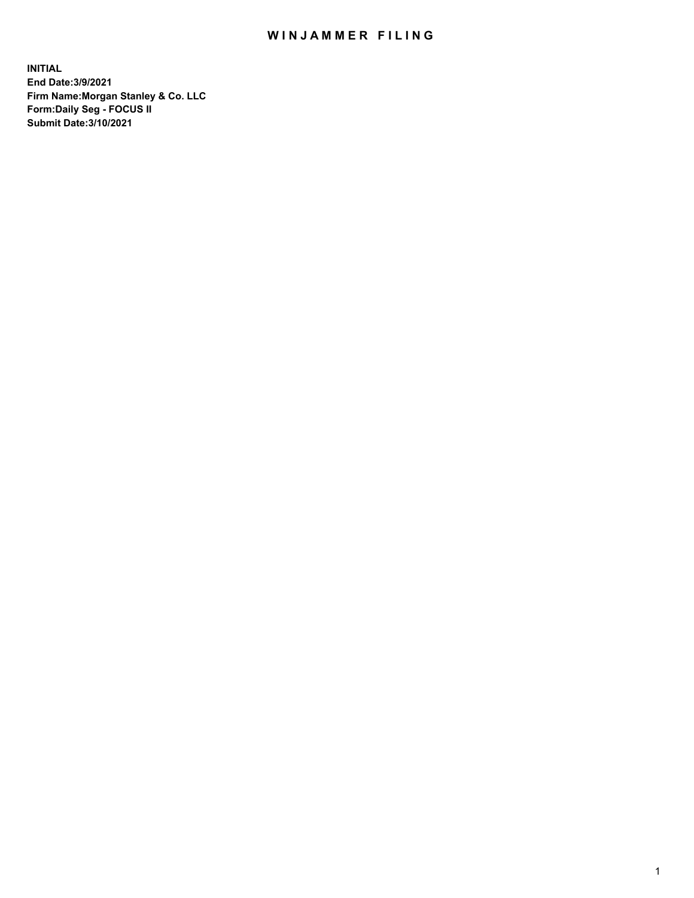# WINJAMMER FILING

**INITIAL**
**End Date:3/9/2021**
**Firm Name:Morgan Stanley & Co. LLC**
**Form:Daily Seg - FOCUS II**
**Submit Date:3/10/2021**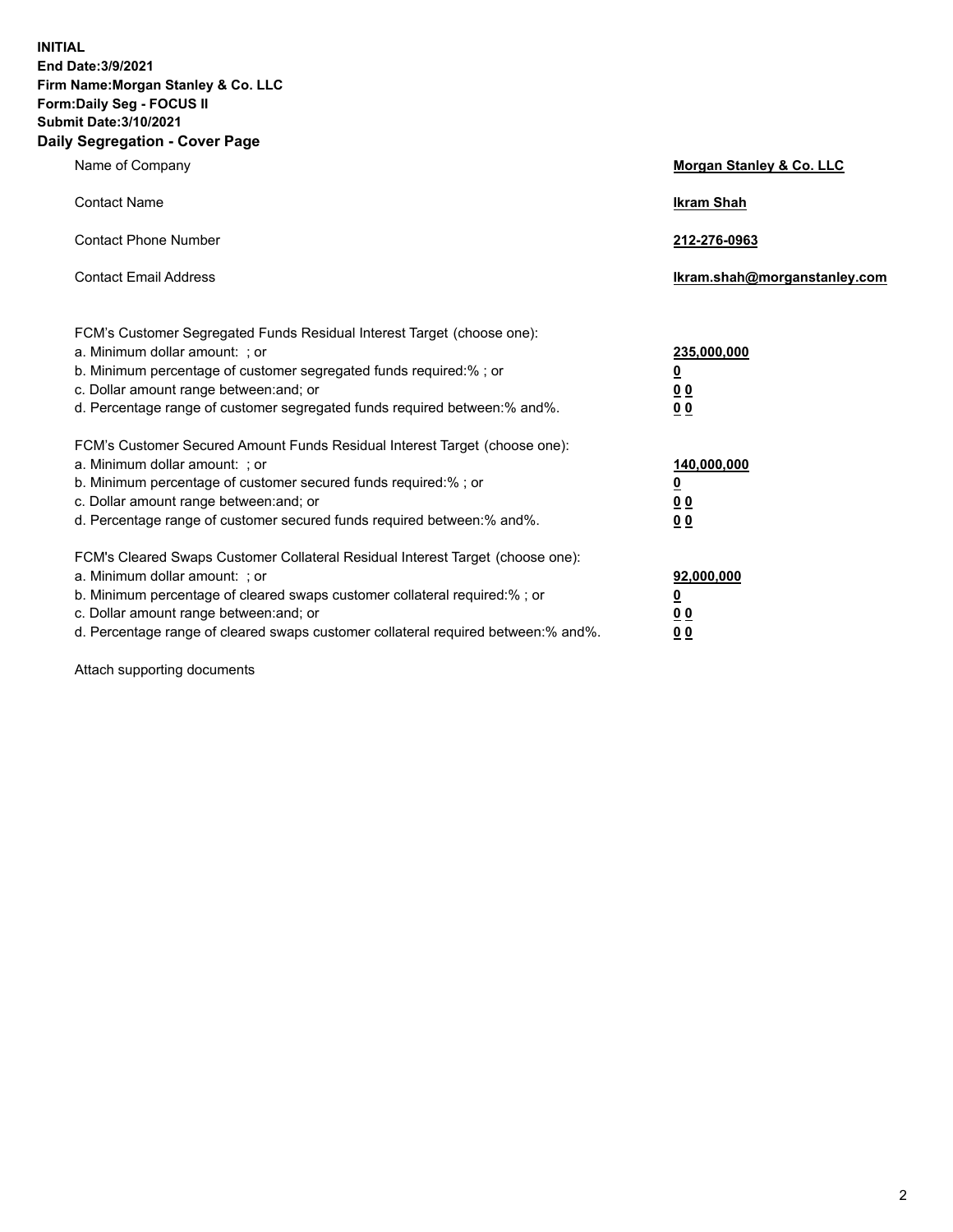**INITIAL**
**End Date:3/9/2021**
**Firm Name:Morgan Stanley & Co. LLC**
**Form:Daily Seg - FOCUS II**
**Submit Date:3/10/2021**

## Daily Segregation - Cover Page

| | |
|---|---|
| Name of Company | **Morgan Stanley & Co. LLC** |
| Contact Name | **Ikram Shah** |
| Contact Phone Number | **212-276-0963** |
| Contact Email Address | **Ikram.shah@morganstanley.com** |

FCM's Customer Segregated Funds Residual Interest Target (choose one):

| | |
|---|---|
| a. Minimum dollar amount: ; or | **235,000,000** |
| b. Minimum percentage of customer segregated funds required:% ; or | **0** |
| c. Dollar amount range between:and; or | **0 0** |
| d. Percentage range of customer segregated funds required between:% and%. | **0 0** |

FCM's Customer Secured Amount Funds Residual Interest Target (choose one):

| | |
|---|---|
| a. Minimum dollar amount: ; or | **140,000,000** |
| b. Minimum percentage of customer secured funds required:% ; or | **0** |
| c. Dollar amount range between:and; or | **0 0** |
| d. Percentage range of customer secured funds required between:% and%. | **0 0** |

FCM's Cleared Swaps Customer Collateral Residual Interest Target (choose one):

| | |
|---|---|
| a. Minimum dollar amount: ; or | **92,000,000** |
| b. Minimum percentage of cleared swaps customer collateral required:% ; or | **0** |
| c. Dollar amount range between:and; or | **0 0** |
| d. Percentage range of cleared swaps customer collateral required between:% and%. | **0 0** |

Attach supporting documents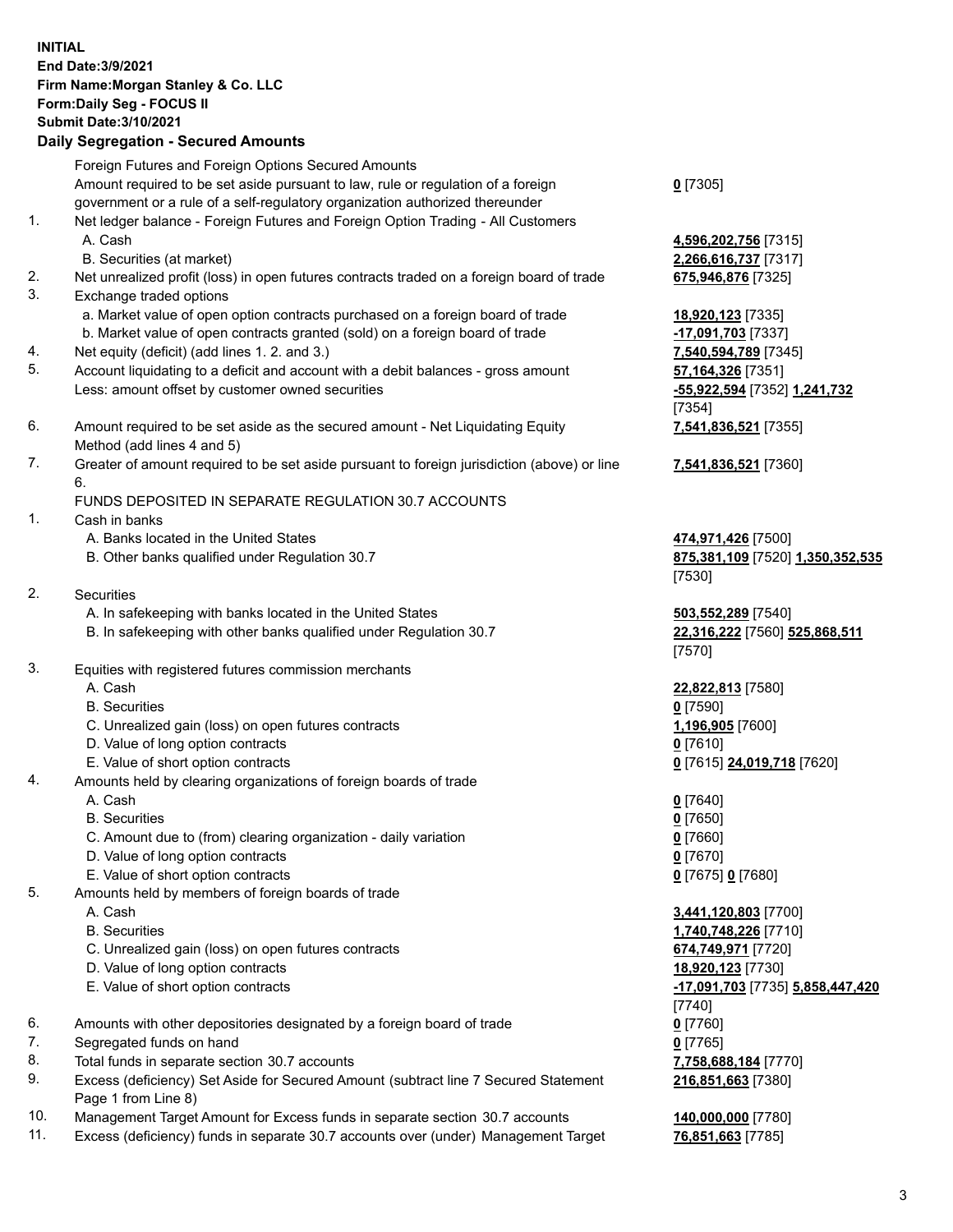**INITIAL**
**End Date:3/9/2021**
**Firm Name:Morgan Stanley & Co. LLC**
**Form:Daily Seg - FOCUS II**
**Submit Date:3/10/2021**

## Daily Segregation - Secured Amounts

| | | |
|---|---|---|
| | Foreign Futures and Foreign Options Secured Amounts | |
| | Amount required to be set aside pursuant to law, rule or regulation of a foreign government or a rule of a self-regulatory organization authorized thereunder | **0** [7305] |
| 1. | Net ledger balance - Foreign Futures and Foreign Option Trading - All Customers | |
| | A. Cash | **4,596,202,756** [7315] |
| | B. Securities (at market) | **2,266,616,737** [7317] |
| 2. | Net unrealized profit (loss) in open futures contracts traded on a foreign board of trade | **675,946,876** [7325] |
| 3. | Exchange traded options | |
| | a. Market value of open option contracts purchased on a foreign board of trade | **18,920,123** [7335] |
| | b. Market value of open contracts granted (sold) on a foreign board of trade | **-17,091,703** [7337] |
| 4. | Net equity (deficit) (add lines 1. 2. and 3.) | **7,540,594,789** [7345] |
| 5. | Account liquidating to a deficit and account with a debit balances - gross amount | **57,164,326** [7351] |
| | Less: amount offset by customer owned securities | **-55,922,594** [7352] **1,241,732** [7354] |
| 6. | Amount required to be set aside as the secured amount - Net Liquidating Equity Method (add lines 4 and 5) | **7,541,836,521** [7355] |
| 7. | Greater of amount required to be set aside pursuant to foreign jurisdiction (above) or line 6. | **7,541,836,521** [7360] |
| | FUNDS DEPOSITED IN SEPARATE REGULATION 30.7 ACCOUNTS | |
| 1. | Cash in banks | |
| | A. Banks located in the United States | **474,971,426** [7500] |
| | B. Other banks qualified under Regulation 30.7 | **875,381,109** [7520] **1,350,352,535** [7530] |
| 2. | Securities | |
| | A. In safekeeping with banks located in the United States | **503,552,289** [7540] |
| | B. In safekeeping with other banks qualified under Regulation 30.7 | **22,316,222** [7560] **525,868,511** [7570] |
| 3. | Equities with registered futures commission merchants | |
| | A. Cash | **22,822,813** [7580] |
| | B. Securities | **0** [7590] |
| | C. Unrealized gain (loss) on open futures contracts | **1,196,905** [7600] |
| | D. Value of long option contracts | **0** [7610] |
| | E. Value of short option contracts | **0** [7615] **24,019,718** [7620] |
| 4. | Amounts held by clearing organizations of foreign boards of trade | |
| | A. Cash | **0** [7640] |
| | B. Securities | **0** [7650] |
| | C. Amount due to (from) clearing organization - daily variation | **0** [7660] |
| | D. Value of long option contracts | **0** [7670] |
| | E. Value of short option contracts | **0** [7675] **0** [7680] |
| 5. | Amounts held by members of foreign boards of trade | |
| | A. Cash | **3,441,120,803** [7700] |
| | B. Securities | **1,740,748,226** [7710] |
| | C. Unrealized gain (loss) on open futures contracts | **674,749,971** [7720] |
| | D. Value of long option contracts | **18,920,123** [7730] |
| | E. Value of short option contracts | **-17,091,703** [7735] **5,858,447,420** [7740] |
| 6. | Amounts with other depositories designated by a foreign board of trade | **0** [7760] |
| 7. | Segregated funds on hand | **0** [7765] |
| 8. | Total funds in separate section 30.7 accounts | **7,758,688,184** [7770] |
| 9. | Excess (deficiency) Set Aside for Secured Amount (subtract line 7 Secured Statement Page 1 from Line 8) | **216,851,663** [7380] |
| 10. | Management Target Amount for Excess funds in separate section 30.7 accounts | **140,000,000** [7780] |
| 11. | Excess (deficiency) funds in separate 30.7 accounts over (under) Management Target | **76,851,663** [7785] |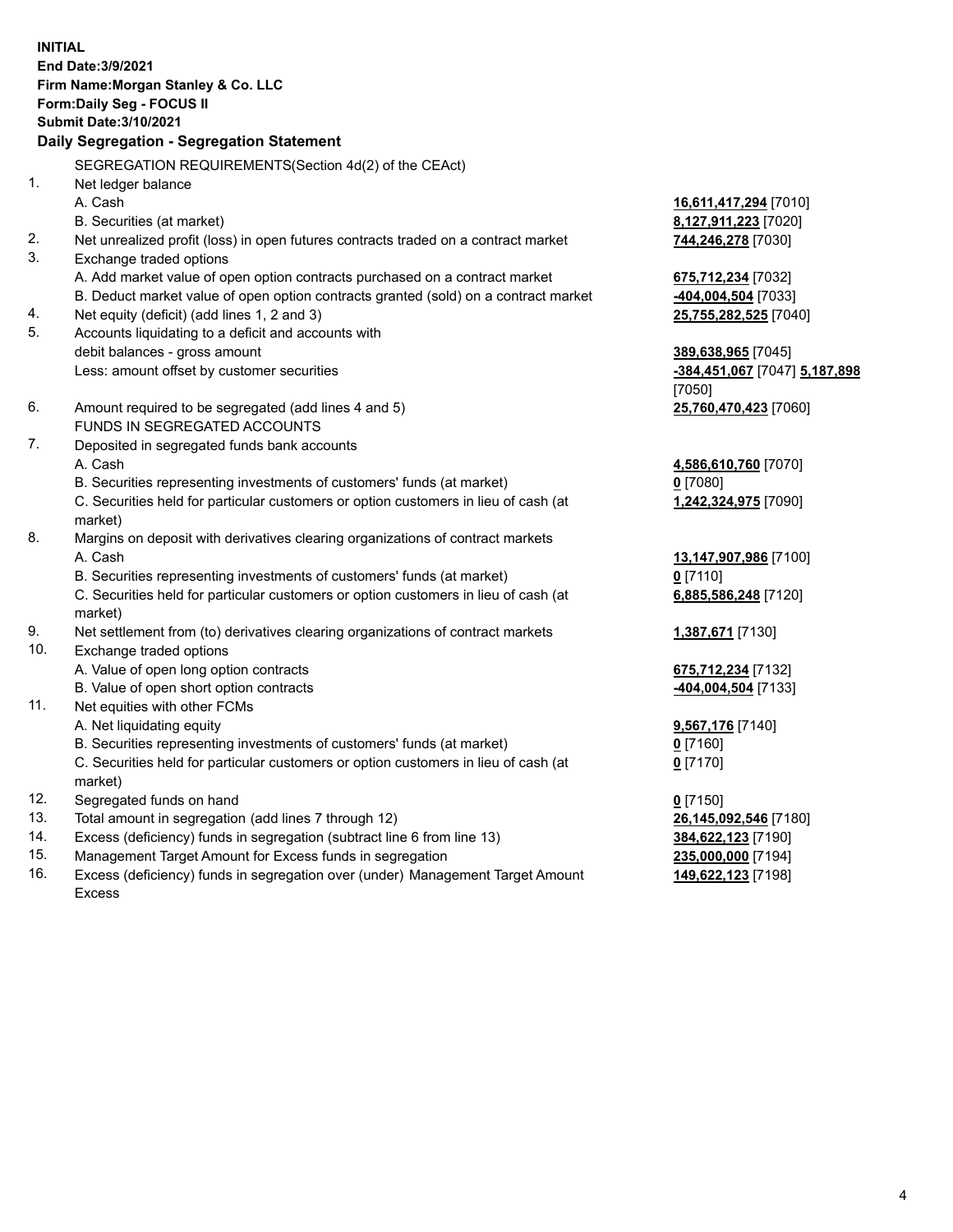**INITIAL**
**End Date:3/9/2021**
**Firm Name:Morgan Stanley & Co. LLC**
**Form:Daily Seg - FOCUS II**
**Submit Date:3/10/2021**

## Daily Segregation - Segregation Statement

SEGREGATION REQUIREMENTS(Section 4d(2) of the CEAct)

| | | |
|---|---|---|
| 1. | Net ledger balance | |
| | A. Cash | **16,611,417,294** [7010] |
| | B. Securities (at market) | **8,127,911,223** [7020] |
| 2. | Net unrealized profit (loss) in open futures contracts traded on a contract market | **744,246,278** [7030] |
| 3. | Exchange traded options | |
| | A. Add market value of open option contracts purchased on a contract market | **675,712,234** [7032] |
| | B. Deduct market value of open option contracts granted (sold) on a contract market | **-404,004,504** [7033] |
| 4. | Net equity (deficit) (add lines 1, 2 and 3) | **25,755,282,525** [7040] |
| 5. | Accounts liquidating to a deficit and accounts with debit balances - gross amount | **389,638,965** [7045] |
| | Less: amount offset by customer securities | **-384,451,067** [7047] **5,187,898** [7050] |
| 6. | Amount required to be segregated (add lines 4 and 5) | **25,760,470,423** [7060] |
| | FUNDS IN SEGREGATED ACCOUNTS | |
| 7. | Deposited in segregated funds bank accounts | |
| | A. Cash | **4,586,610,760** [7070] |
| | B. Securities representing investments of customers' funds (at market) | **0** [7080] |
| | C. Securities held for particular customers or option customers in lieu of cash (at market) | **1,242,324,975** [7090] |
| 8. | Margins on deposit with derivatives clearing organizations of contract markets | |
| | A. Cash | **13,147,907,986** [7100] |
| | B. Securities representing investments of customers' funds (at market) | **0** [7110] |
| | C. Securities held for particular customers or option customers in lieu of cash (at market) | **6,885,586,248** [7120] |
| 9. | Net settlement from (to) derivatives clearing organizations of contract markets | **1,387,671** [7130] |
| 10. | Exchange traded options | |
| | A. Value of open long option contracts | **675,712,234** [7132] |
| | B. Value of open short option contracts | **-404,004,504** [7133] |
| 11. | Net equities with other FCMs | |
| | A. Net liquidating equity | **9,567,176** [7140] |
| | B. Securities representing investments of customers' funds (at market) | **0** [7160] |
| | C. Securities held for particular customers or option customers in lieu of cash (at market) | **0** [7170] |
| 12. | Segregated funds on hand | **0** [7150] |
| 13. | Total amount in segregation (add lines 7 through 12) | **26,145,092,546** [7180] |
| 14. | Excess (deficiency) funds in segregation (subtract line 6 from line 13) | **384,622,123** [7190] |
| 15. | Management Target Amount for Excess funds in segregation | **235,000,000** [7194] |
| 16. | Excess (deficiency) funds in segregation over (under) Management Target Amount Excess | **149,622,123** [7198] |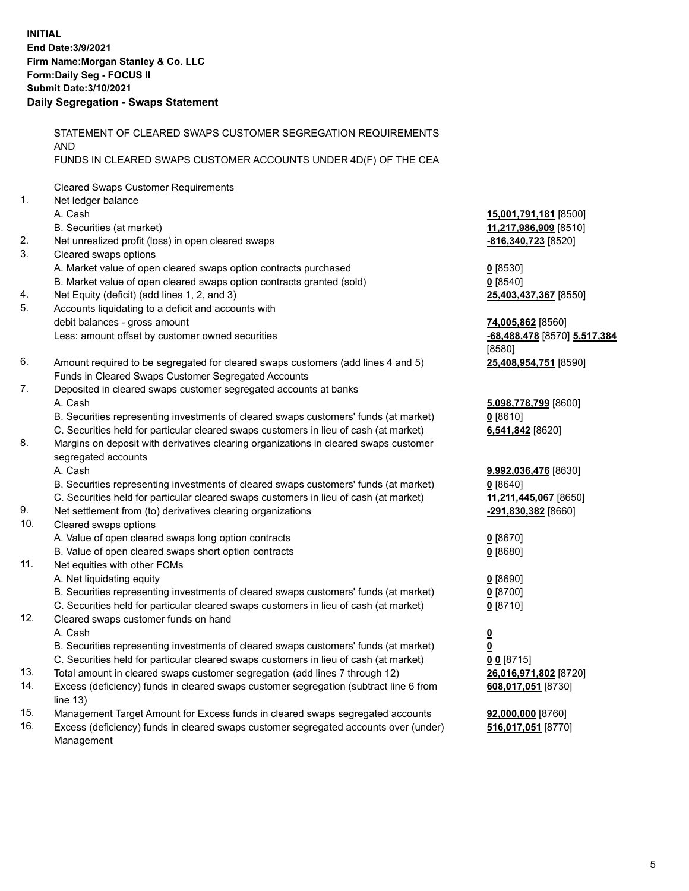**INITIAL**
**End Date:3/9/2021**
**Firm Name:Morgan Stanley & Co. LLC**
**Form:Daily Seg - FOCUS II**
**Submit Date:3/10/2021**
**Daily Segregation - Swaps Statement**

STATEMENT OF CLEARED SWAPS CUSTOMER SEGREGATION REQUIREMENTS AND
FUNDS IN CLEARED SWAPS CUSTOMER ACCOUNTS UNDER 4D(F) OF THE CEA

| | | |
|---|---|---|
| | Cleared Swaps Customer Requirements | |
| 1. | Net ledger balance | |
| | A. Cash | **15,001,791,181** [8500] |
| | B. Securities (at market) | **11,217,986,909** [8510] |
| 2. | Net unrealized profit (loss) in open cleared swaps | **-816,340,723** [8520] |
| 3. | Cleared swaps options | |
| | A. Market value of open cleared swaps option contracts purchased | **0** [8530] |
| | B. Market value of open cleared swaps option contracts granted (sold) | **0** [8540] |
| 4. | Net Equity (deficit) (add lines 1, 2, and 3) | **25,403,437,367** [8550] |
| 5. | Accounts liquidating to a deficit and accounts with debit balances - gross amount | **74,005,862** [8560] |
| | Less: amount offset by customer owned securities | **-68,488,478** [8570] **5,517,384** [8580] |
| 6. | Amount required to be segregated for cleared swaps customers (add lines 4 and 5) | **25,408,954,751** [8590] |
| | Funds in Cleared Swaps Customer Segregated Accounts | |
| 7. | Deposited in cleared swaps customer segregated accounts at banks | |
| | A. Cash | **5,098,778,799** [8600] |
| | B. Securities representing investments of cleared swaps customers' funds (at market) | **0** [8610] |
| | C. Securities held for particular cleared swaps customers in lieu of cash (at market) | **6,541,842** [8620] |
| 8. | Margins on deposit with derivatives clearing organizations in cleared swaps customer segregated accounts | |
| | A. Cash | **9,992,036,476** [8630] |
| | B. Securities representing investments of cleared swaps customers' funds (at market) | **0** [8640] |
| | C. Securities held for particular cleared swaps customers in lieu of cash (at market) | **11,211,445,067** [8650] |
| 9. | Net settlement from (to) derivatives clearing organizations | **-291,830,382** [8660] |
| 10. | Cleared swaps options | |
| | A. Value of open cleared swaps long option contracts | **0** [8670] |
| | B. Value of open cleared swaps short option contracts | **0** [8680] |
| 11. | Net equities with other FCMs | |
| | A. Net liquidating equity | **0** [8690] |
| | B. Securities representing investments of cleared swaps customers' funds (at market) | **0** [8700] |
| | C. Securities held for particular cleared swaps customers in lieu of cash (at market) | **0** [8710] |
| 12. | Cleared swaps customer funds on hand | |
| | A. Cash | **0** |
| | B. Securities representing investments of cleared swaps customers' funds (at market) | **0** |
| | C. Securities held for particular cleared swaps customers in lieu of cash (at market) | **0** **0** [8715] |
| 13. | Total amount in cleared swaps customer segregation (add lines 7 through 12) | **26,016,971,802** [8720] |
| 14. | Excess (deficiency) funds in cleared swaps customer segregation (subtract line 6 from line 13) | **608,017,051** [8730] |
| 15. | Management Target Amount for Excess funds in cleared swaps segregated accounts | **92,000,000** [8760] |
| 16. | Excess (deficiency) funds in cleared swaps customer segregated accounts over (under) Management | **516,017,051** [8770] |